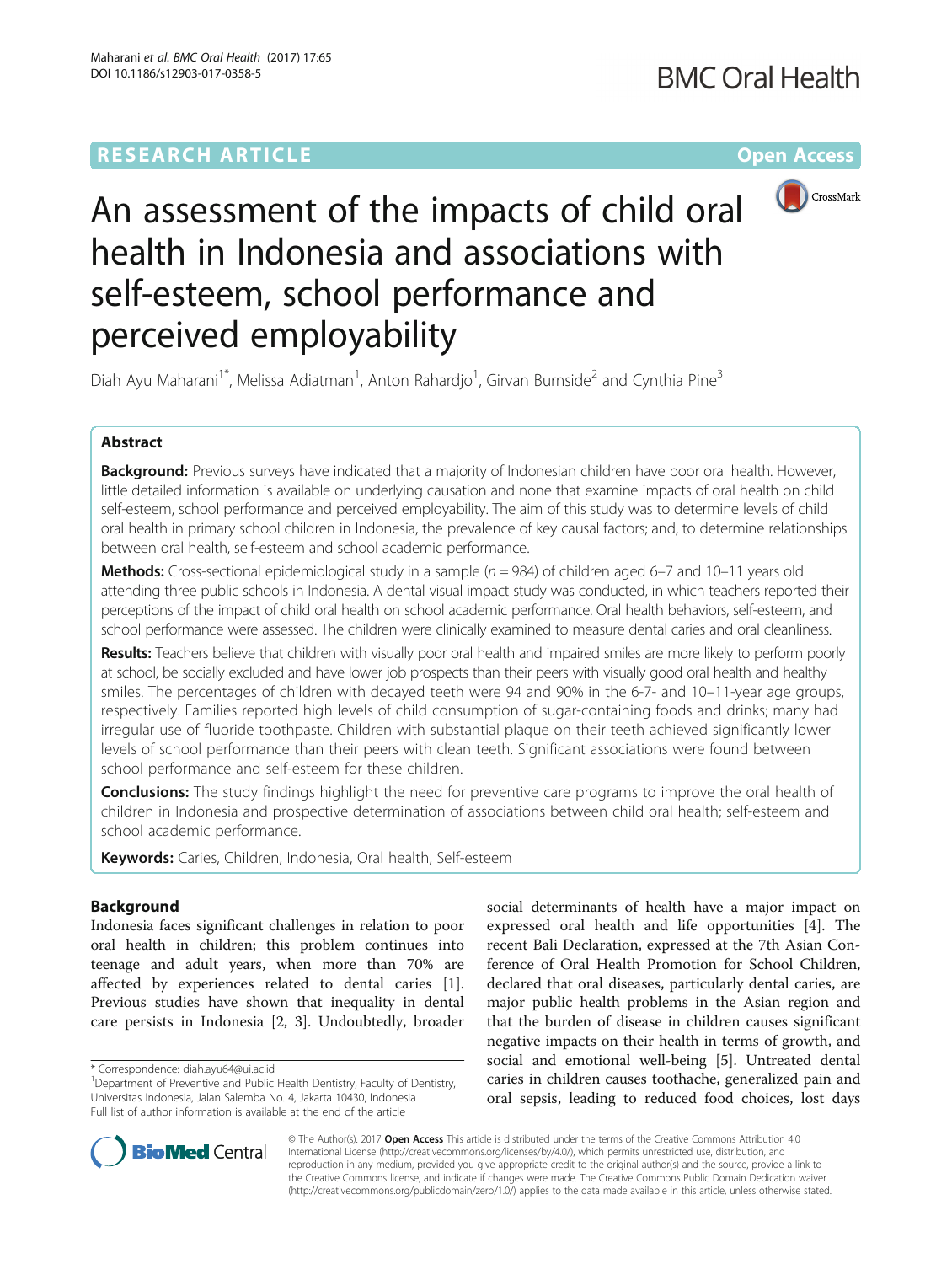RESEARCH ARTICLE

Open Access

# An assessment of the impacts of child oral health in Indonesia and associations with self-esteem, school performance and perceived employability

Diah Ayu Maharani[1*], Melissa Adiatman[1], Anton Rahardjo[1], Girvan Burnside[2] and Cynthia Pine[3]

## Abstract

**Background:** Previous surveys have indicated that a majority of Indonesian children have poor oral health. However, little detailed information is available on underlying causation and none that examine impacts of oral health on child self-esteem, school performance and perceived employability. The aim of this study was to determine levels of child oral health in primary school children in Indonesia, the prevalence of key causal factors; and, to determine relationships between oral health, self-esteem and school academic performance.

**Methods:** Cross-sectional epidemiological study in a sample ($n = 984$) of children aged 6–7 and 10–11 years old attending three public schools in Indonesia. A dental visual impact study was conducted, in which teachers reported their perceptions of the impact of child oral health on school academic performance. Oral health behaviors, self-esteem, and school performance were assessed. The children were clinically examined to measure dental caries and oral cleanliness.

**Results:** Teachers believe that children with visually poor oral health and impaired smiles are more likely to perform poorly at school, be socially excluded and have lower job prospects than their peers with visually good oral health and healthy smiles. The percentages of children with decayed teeth were 94 and 90% in the 6-7- and 10–11-year age groups, respectively. Families reported high levels of child consumption of sugar-containing foods and drinks; many had irregular use of fluoride toothpaste. Children with substantial plaque on their teeth achieved significantly lower levels of school performance than their peers with clean teeth. Significant associations were found between school performance and self-esteem for these children.

**Conclusions:** The study findings highlight the need for preventive care programs to improve the oral health of children in Indonesia and prospective determination of associations between child oral health; self-esteem and school academic performance.

**Keywords:** Caries, Children, Indonesia, Oral health, Self-esteem

## Background

Indonesia faces significant challenges in relation to poor oral health in children; this problem continues into teenage and adult years, when more than 70% are affected by experiences related to dental caries [1]. Previous studies have shown that inequality in dental care persists in Indonesia [2, 3]. Undoubtedly, broader social determinants of health have a major impact on expressed oral health and life opportunities [4]. The recent Bali Declaration, expressed at the 7th Asian Conference of Oral Health Promotion for School Children, declared that oral diseases, particularly dental caries, are major public health problems in the Asian region and that the burden of disease in children causes significant negative impacts on their health in terms of growth, and social and emotional well-being [5]. Untreated dental caries in children causes toothache, generalized pain and oral sepsis, leading to reduced food choices, lost days

\* Correspondence: diah.ayu64@ui.ac.id

[1]Department of Preventive and Public Health Dentistry, Faculty of Dentistry, Universitas Indonesia, Jalan Salemba No. 4, Jakarta 10430, Indonesia

Full list of author information is available at the end of the article

© The Author(s). 2017 **Open Access** This article is distributed under the terms of the Creative Commons Attribution 4.0 International License (http://creativecommons.org/licenses/by/4.0/), which permits unrestricted use, distribution, and reproduction in any medium, provided you give appropriate credit to the original author(s) and the source, provide a link to the Creative Commons license, and indicate if changes were made. The Creative Commons Public Domain Dedication waiver (http://creativecommons.org/publicdomain/zero/1.0/) applies to the data made available in this article, unless otherwise stated.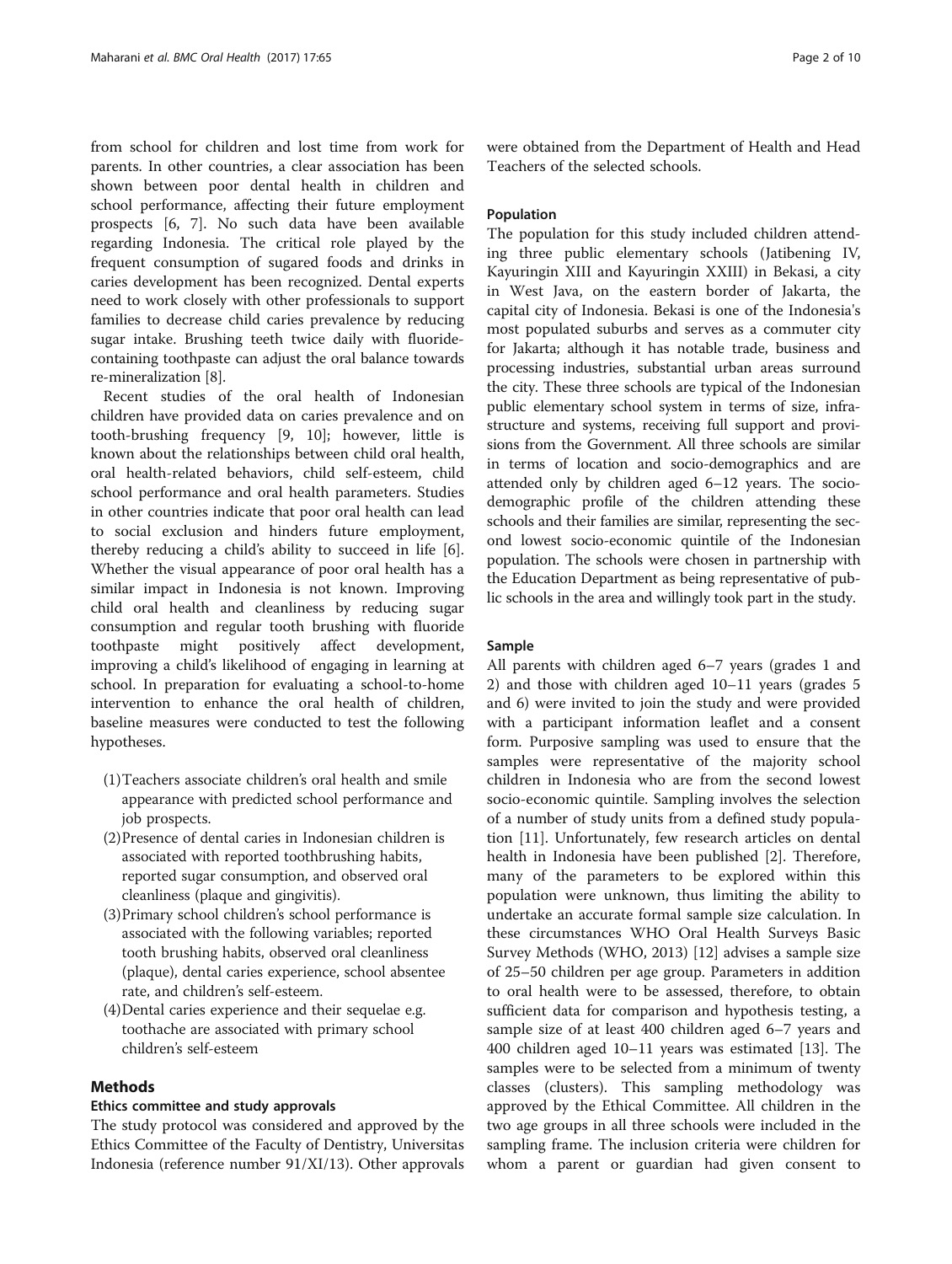from school for children and lost time from work for parents. In other countries, a clear association has been shown between poor dental health in children and school performance, affecting their future employment prospects [6, 7]. No such data have been available regarding Indonesia. The critical role played by the frequent consumption of sugared foods and drinks in caries development has been recognized. Dental experts need to work closely with other professionals to support families to decrease child caries prevalence by reducing sugar intake. Brushing teeth twice daily with fluoride-containing toothpaste can adjust the oral balance towards re-mineralization [8].

Recent studies of the oral health of Indonesian children have provided data on caries prevalence and on tooth-brushing frequency [9, 10]; however, little is known about the relationships between child oral health, oral health-related behaviors, child self-esteem, child school performance and oral health parameters. Studies in other countries indicate that poor oral health can lead to social exclusion and hinders future employment, thereby reducing a child's ability to succeed in life [6]. Whether the visual appearance of poor oral health has a similar impact in Indonesia is not known. Improving child oral health and cleanliness by reducing sugar consumption and regular tooth brushing with fluoride toothpaste might positively affect development, improving a child's likelihood of engaging in learning at school. In preparation for evaluating a school-to-home intervention to enhance the oral health of children, baseline measures were conducted to test the following hypotheses.

1. Teachers associate children's oral health and smile appearance with predicted school performance and job prospects.
2. Presence of dental caries in Indonesian children is associated with reported toothbrushing habits, reported sugar consumption, and observed oral cleanliness (plaque and gingivitis).
3. Primary school children's school performance is associated with the following variables; reported tooth brushing habits, observed oral cleanliness (plaque), dental caries experience, school absentee rate, and children's self-esteem.
4. Dental caries experience and their sequelae e.g. toothache are associated with primary school children's self-esteem

## Methods

### Ethics committee and study approvals

The study protocol was considered and approved by the Ethics Committee of the Faculty of Dentistry, Universitas Indonesia (reference number 91/XI/13). Other approvals were obtained from the Department of Health and Head Teachers of the selected schools.

### Population

The population for this study included children attending three public elementary schools (Jatibening IV, Kayuringin XIII and Kayuringin XXIII) in Bekasi, a city in West Java, on the eastern border of Jakarta, the capital city of Indonesia. Bekasi is one of the Indonesia's most populated suburbs and serves as a commuter city for Jakarta; although it has notable trade, business and processing industries, substantial urban areas surround the city. These three schools are typical of the Indonesian public elementary school system in terms of size, infrastructure and systems, receiving full support and provisions from the Government. All three schools are similar in terms of location and socio-demographics and are attended only by children aged 6–12 years. The socio-demographic profile of the children attending these schools and their families are similar, representing the second lowest socio-economic quintile of the Indonesian population. The schools were chosen in partnership with the Education Department as being representative of public schools in the area and willingly took part in the study.

### Sample

All parents with children aged 6–7 years (grades 1 and 2) and those with children aged 10–11 years (grades 5 and 6) were invited to join the study and were provided with a participant information leaflet and a consent form. Purposive sampling was used to ensure that the samples were representative of the majority school children in Indonesia who are from the second lowest socio-economic quintile. Sampling involves the selection of a number of study units from a defined study population [11]. Unfortunately, few research articles on dental health in Indonesia have been published [2]. Therefore, many of the parameters to be explored within this population were unknown, thus limiting the ability to undertake an accurate formal sample size calculation. In these circumstances WHO Oral Health Surveys Basic Survey Methods (WHO, 2013) [12] advises a sample size of 25–50 children per age group. Parameters in addition to oral health were to be assessed, therefore, to obtain sufficient data for comparison and hypothesis testing, a sample size of at least 400 children aged 6–7 years and 400 children aged 10–11 years was estimated [13]. The samples were to be selected from a minimum of twenty classes (clusters). This sampling methodology was approved by the Ethical Committee. All children in the two age groups in all three schools were included in the sampling frame. The inclusion criteria were children for whom a parent or guardian had given consent to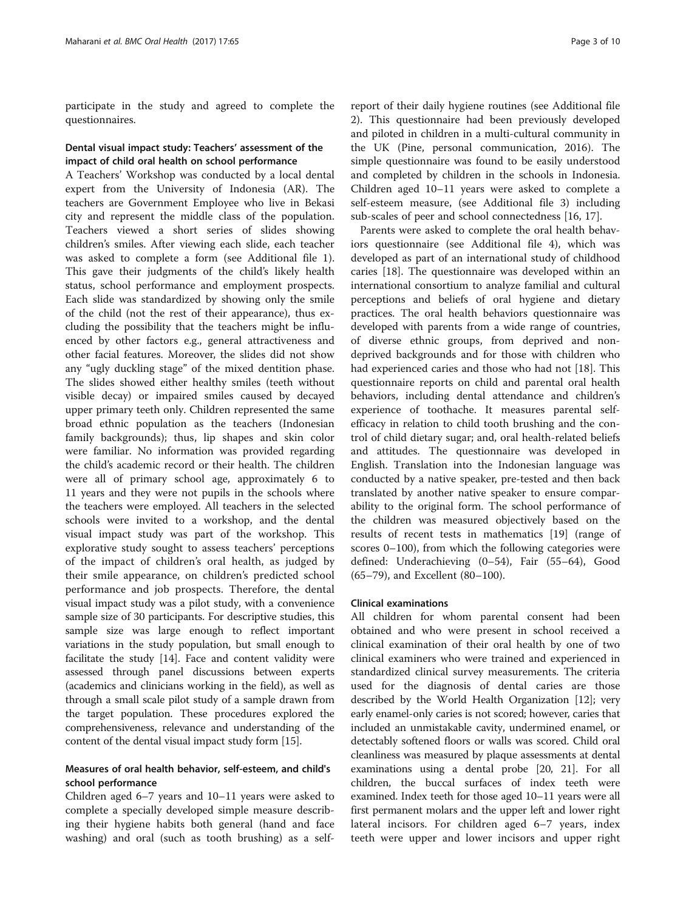participate in the study and agreed to complete the questionnaires.

### Dental visual impact study: Teachers' assessment of the impact of child oral health on school performance

A Teachers' Workshop was conducted by a local dental expert from the University of Indonesia (AR). The teachers are Government Employee who live in Bekasi city and represent the middle class of the population. Teachers viewed a short series of slides showing children's smiles. After viewing each slide, each teacher was asked to complete a form (see Additional file 1). This gave their judgments of the child's likely health status, school performance and employment prospects. Each slide was standardized by showing only the smile of the child (not the rest of their appearance), thus excluding the possibility that the teachers might be influenced by other factors e.g., general attractiveness and other facial features. Moreover, the slides did not show any "ugly duckling stage" of the mixed dentition phase. The slides showed either healthy smiles (teeth without visible decay) or impaired smiles caused by decayed upper primary teeth only. Children represented the same broad ethnic population as the teachers (Indonesian family backgrounds); thus, lip shapes and skin color were familiar. No information was provided regarding the child's academic record or their health. The children were all of primary school age, approximately 6 to 11 years and they were not pupils in the schools where the teachers were employed. All teachers in the selected schools were invited to a workshop, and the dental visual impact study was part of the workshop. This explorative study sought to assess teachers' perceptions of the impact of children's oral health, as judged by their smile appearance, on children's predicted school performance and job prospects. Therefore, the dental visual impact study was a pilot study, with a convenience sample size of 30 participants. For descriptive studies, this sample size was large enough to reflect important variations in the study population, but small enough to facilitate the study [14]. Face and content validity were assessed through panel discussions between experts (academics and clinicians working in the field), as well as through a small scale pilot study of a sample drawn from the target population. These procedures explored the comprehensiveness, relevance and understanding of the content of the dental visual impact study form [15].

### Measures of oral health behavior, self-esteem, and child's school performance

Children aged 6–7 years and 10–11 years were asked to complete a specially developed simple measure describing their hygiene habits both general (hand and face washing) and oral (such as tooth brushing) as a self-report of their daily hygiene routines (see Additional file 2). This questionnaire had been previously developed and piloted in children in a multi-cultural community in the UK (Pine, personal communication, 2016). The simple questionnaire was found to be easily understood and completed by children in the schools in Indonesia. Children aged 10–11 years were asked to complete a self-esteem measure, (see Additional file 3) including sub-scales of peer and school connectedness [16, 17].

Parents were asked to complete the oral health behaviors questionnaire (see Additional file 4), which was developed as part of an international study of childhood caries [18]. The questionnaire was developed within an international consortium to analyze familial and cultural perceptions and beliefs of oral hygiene and dietary practices. The oral health behaviors questionnaire was developed with parents from a wide range of countries, of diverse ethnic groups, from deprived and non-deprived backgrounds and for those with children who had experienced caries and those who had not [18]. This questionnaire reports on child and parental oral health behaviors, including dental attendance and children's experience of toothache. It measures parental self-efficacy in relation to child tooth brushing and the control of child dietary sugar; and, oral health-related beliefs and attitudes. The questionnaire was developed in English. Translation into the Indonesian language was conducted by a native speaker, pre-tested and then back translated by another native speaker to ensure comparability to the original form. The school performance of the children was measured objectively based on the results of recent tests in mathematics [19] (range of scores 0–100), from which the following categories were defined: Underachieving (0–54), Fair (55–64), Good (65–79), and Excellent (80–100).

### Clinical examinations

All children for whom parental consent had been obtained and who were present in school received a clinical examination of their oral health by one of two clinical examiners who were trained and experienced in standardized clinical survey measurements. The criteria used for the diagnosis of dental caries are those described by the World Health Organization [12]; very early enamel-only caries is not scored; however, caries that included an unmistakable cavity, undermined enamel, or detectably softened floors or walls was scored. Child oral cleanliness was measured by plaque assessments at dental examinations using a dental probe [20, 21]. For all children, the buccal surfaces of index teeth were examined. Index teeth for those aged 10–11 years were all first permanent molars and the upper left and lower right lateral incisors. For children aged 6–7 years, index teeth were upper and lower incisors and upper right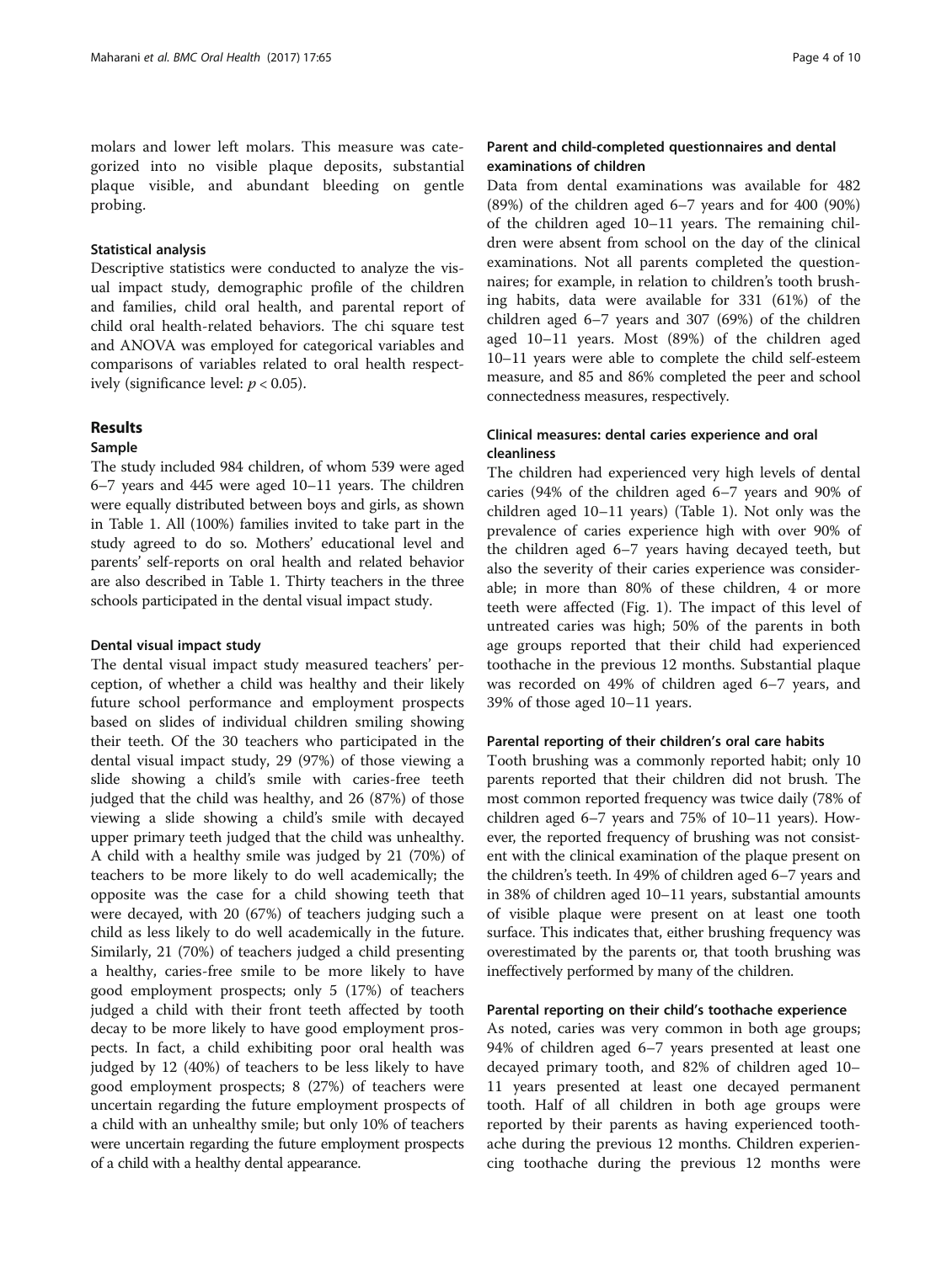molars and lower left molars. This measure was categorized into no visible plaque deposits, substantial plaque visible, and abundant bleeding on gentle probing.

### Statistical analysis

Descriptive statistics were conducted to analyze the visual impact study, demographic profile of the children and families, child oral health, and parental report of child oral health-related behaviors. The chi square test and ANOVA was employed for categorical variables and comparisons of variables related to oral health respectively (significance level: $p < 0.05$).

## Results

### Sample

The study included 984 children, of whom 539 were aged 6–7 years and 445 were aged 10–11 years. The children were equally distributed between boys and girls, as shown in Table 1. All (100%) families invited to take part in the study agreed to do so. Mothers' educational level and parents' self-reports on oral health and related behavior are also described in Table 1. Thirty teachers in the three schools participated in the dental visual impact study.

#### Dental visual impact study

The dental visual impact study measured teachers' perception, of whether a child was healthy and their likely future school performance and employment prospects based on slides of individual children smiling showing their teeth. Of the 30 teachers who participated in the dental visual impact study, 29 (97%) of those viewing a slide showing a child's smile with caries-free teeth judged that the child was healthy, and 26 (87%) of those viewing a slide showing a child's smile with decayed upper primary teeth judged that the child was unhealthy. A child with a healthy smile was judged by 21 (70%) of teachers to be more likely to do well academically; the opposite was the case for a child showing teeth that were decayed, with 20 (67%) of teachers judging such a child as less likely to do well academically in the future. Similarly, 21 (70%) of teachers judged a child presenting a healthy, caries-free smile to be more likely to have good employment prospects; only 5 (17%) of teachers judged a child with their front teeth affected by tooth decay to be more likely to have good employment prospects. In fact, a child exhibiting poor oral health was judged by 12 (40%) of teachers to be less likely to have good employment prospects; 8 (27%) of teachers were uncertain regarding the future employment prospects of a child with an unhealthy smile; but only 10% of teachers were uncertain regarding the future employment prospects of a child with a healthy dental appearance.

#### Parent and child-completed questionnaires and dental examinations of children

Data from dental examinations was available for 482 (89%) of the children aged 6–7 years and for 400 (90%) of the children aged 10–11 years. The remaining children were absent from school on the day of the clinical examinations. Not all parents completed the questionnaires; for example, in relation to children's tooth brushing habits, data were available for 331 (61%) of the children aged 6–7 years and 307 (69%) of the children aged 10–11 years. Most (89%) of the children aged 10–11 years were able to complete the child self-esteem measure, and 85 and 86% completed the peer and school connectedness measures, respectively.

#### Clinical measures: dental caries experience and oral cleanliness

The children had experienced very high levels of dental caries (94% of the children aged 6–7 years and 90% of children aged 10–11 years) (Table 1). Not only was the prevalence of caries experience high with over 90% of the children aged 6–7 years having decayed teeth, but also the severity of their caries experience was considerable; in more than 80% of these children, 4 or more teeth were affected (Fig. 1). The impact of this level of untreated caries was high; 50% of the parents in both age groups reported that their child had experienced toothache in the previous 12 months. Substantial plaque was recorded on 49% of children aged 6–7 years, and 39% of those aged 10–11 years.

#### Parental reporting of their children's oral care habits

Tooth brushing was a commonly reported habit; only 10 parents reported that their children did not brush. The most common reported frequency was twice daily (78% of children aged 6–7 years and 75% of 10–11 years). However, the reported frequency of brushing was not consistent with the clinical examination of the plaque present on the children's teeth. In 49% of children aged 6–7 years and in 38% of children aged 10–11 years, substantial amounts of visible plaque were present on at least one tooth surface. This indicates that, either brushing frequency was overestimated by the parents or, that tooth brushing was ineffectively performed by many of the children.

#### Parental reporting on their child's toothache experience

As noted, caries was very common in both age groups; 94% of children aged 6–7 years presented at least one decayed primary tooth, and 82% of children aged 10–11 years presented at least one decayed permanent tooth. Half of all children in both age groups were reported by their parents as having experienced toothache during the previous 12 months. Children experiencing toothache during the previous 12 months were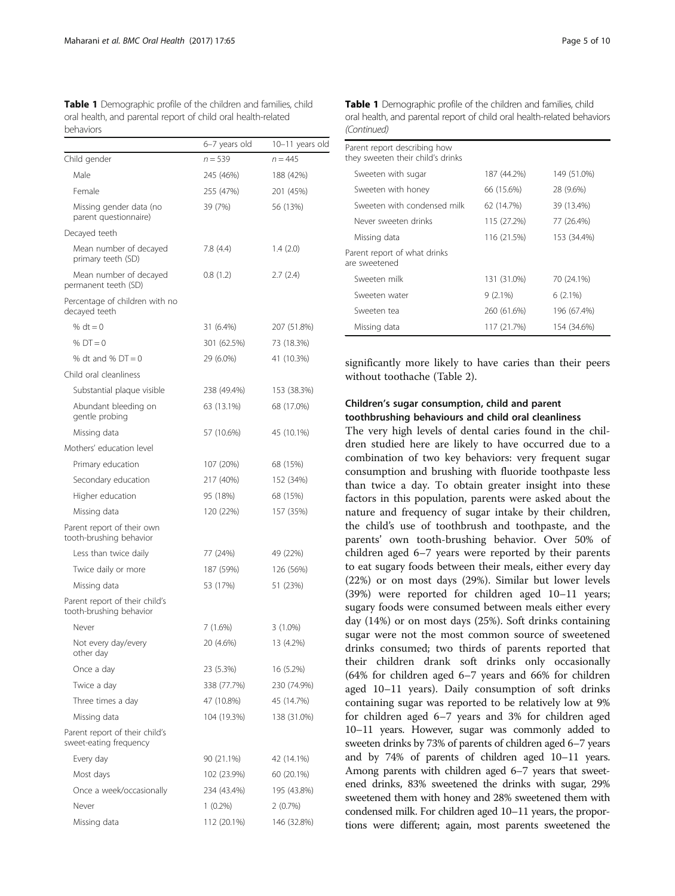**Table 1** Demographic profile of the children and families, child oral health, and parental report of child oral health-related behaviors

| | 6–7 years old | 10–11 years old |
|---|---|---|
| Child gender | n = 539 | n = 445 |
| Male | 245 (46%) | 188 (42%) |
| Female | 255 (47%) | 201 (45%) |
| Missing gender data (no parent questionnaire) | 39 (7%) | 56 (13%) |
| Decayed teeth | | |
| Mean number of decayed primary teeth (SD) | 7.8 (4.4) | 1.4 (2.0) |
| Mean number of decayed permanent teeth (SD) | 0.8 (1.2) | 2.7 (2.4) |
| Percentage of children with no decayed teeth | | |
| % dt = 0 | 31 (6.4%) | 207 (51.8%) |
| % DT = 0 | 301 (62.5%) | 73 (18.3%) |
| % dt and % DT = 0 | 29 (6.0%) | 41 (10.3%) |
| Child oral cleanliness | | |
| Substantial plaque visible | 238 (49.4%) | 153 (38.3%) |
| Abundant bleeding on gentle probing | 63 (13.1%) | 68 (17.0%) |
| Missing data | 57 (10.6%) | 45 (10.1%) |
| Mothers' education level | | |
| Primary education | 107 (20%) | 68 (15%) |
| Secondary education | 217 (40%) | 152 (34%) |
| Higher education | 95 (18%) | 68 (15%) |
| Missing data | 120 (22%) | 157 (35%) |
| Parent report of their own tooth-brushing behavior | | |
| Less than twice daily | 77 (24%) | 49 (22%) |
| Twice daily or more | 187 (59%) | 126 (56%) |
| Missing data | 53 (17%) | 51 (23%) |
| Parent report of their child's tooth-brushing behavior | | |
| Never | 7 (1.6%) | 3 (1.0%) |
| Not every day/every other day | 20 (4.6%) | 13 (4.2%) |
| Once a day | 23 (5.3%) | 16 (5.2%) |
| Twice a day | 338 (77.7%) | 230 (74.9%) |
| Three times a day | 47 (10.8%) | 45 (14.7%) |
| Missing data | 104 (19.3%) | 138 (31.0%) |
| Parent report of their child's sweet-eating frequency | | |
| Every day | 90 (21.1%) | 42 (14.1%) |
| Most days | 102 (23.9%) | 60 (20.1%) |
| Once a week/occasionally | 234 (43.4%) | 195 (43.8%) |
| Never | 1 (0.2%) | 2 (0.7%) |
| Missing data | 112 (20.1%) | 146 (32.8%) |
| Parent report describing how they sweeten their child's drinks | | |
| Sweeten with sugar | 187 (44.2%) | 149 (51.0%) |
| Sweeten with honey | 66 (15.6%) | 28 (9.6%) |
| Sweeten with condensed milk | 62 (14.7%) | 39 (13.4%) |
| Never sweeten drinks | 115 (27.2%) | 77 (26.4%) |
| Missing data | 116 (21.5%) | 153 (34.4%) |
| Parent report of what drinks are sweetened | | |
| Sweeten milk | 131 (31.0%) | 70 (24.1%) |
| Sweeten water | 9 (2.1%) | 6 (2.1%) |
| Sweeten tea | 260 (61.6%) | 196 (67.4%) |
| Missing data | 117 (21.7%) | 154 (34.6%) |

significantly more likely to have caries than their peers without toothache (Table 2).

### Children's sugar consumption, child and parent toothbrushing behaviours and child oral cleanliness

The very high levels of dental caries found in the children studied here are likely to have occurred due to a combination of two key behaviors: very frequent sugar consumption and brushing with fluoride toothpaste less than twice a day. To obtain greater insight into these factors in this population, parents were asked about the nature and frequency of sugar intake by their children, the child's use of toothbrush and toothpaste, and the parents' own tooth-brushing behavior. Over 50% of children aged 6–7 years were reported by their parents to eat sugary foods between their meals, either every day (22%) or on most days (29%). Similar but lower levels (39%) were reported for children aged 10–11 years; sugary foods were consumed between meals either every day (14%) or on most days (25%). Soft drinks containing sugar were not the most common source of sweetened drinks consumed; two thirds of parents reported that their children drank soft drinks only occasionally (64% for children aged 6–7 years and 66% for children aged 10–11 years). Daily consumption of soft drinks containing sugar was reported to be relatively low at 9% for children aged 6–7 years and 3% for children aged 10–11 years. However, sugar was commonly added to sweeten drinks by 73% of parents of children aged 6–7 years and by 74% of parents of children aged 10–11 years. Among parents with children aged 6–7 years that sweetened drinks, 83% sweetened the drinks with sugar, 29% sweetened them with honey and 28% sweetened them with condensed milk. For children aged 10–11 years, the proportions were different; again, most parents sweetened the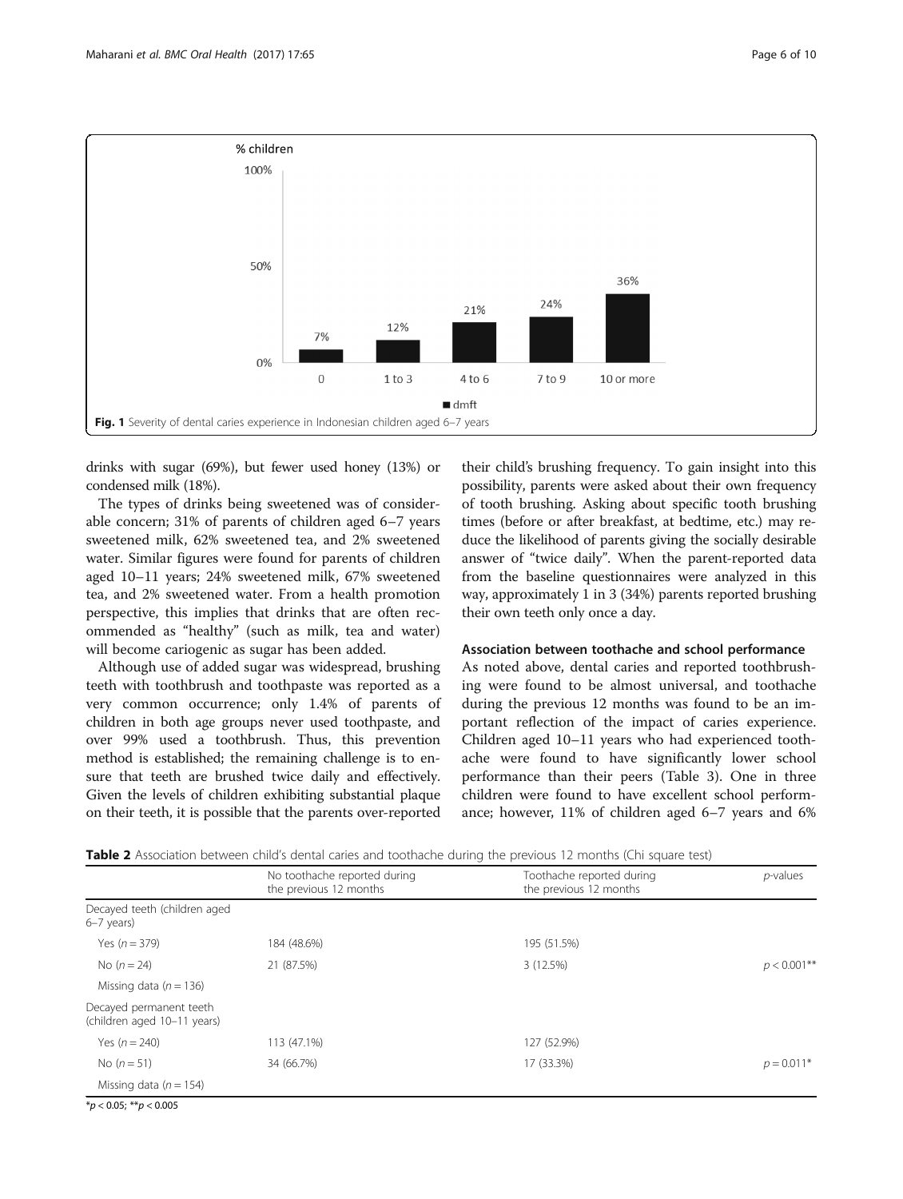Fig. 1 Severity of dental caries experience in Indonesian children aged 6–7 years

drinks with sugar (69%), but fewer used honey (13%) or condensed milk (18%).

The types of drinks being sweetened was of considerable concern; 31% of parents of children aged 6–7 years sweetened milk, 62% sweetened tea, and 2% sweetened water. Similar figures were found for parents of children aged 10–11 years; 24% sweetened milk, 67% sweetened tea, and 2% sweetened water. From a health promotion perspective, this implies that drinks that are often recommended as "healthy" (such as milk, tea and water) will become cariogenic as sugar has been added.

Although use of added sugar was widespread, brushing teeth with toothbrush and toothpaste was reported as a very common occurrence; only 1.4% of parents of children in both age groups never used toothpaste, and over 99% used a toothbrush. Thus, this prevention method is established; the remaining challenge is to ensure that teeth are brushed twice daily and effectively. Given the levels of children exhibiting substantial plaque on their teeth, it is possible that the parents over-reported their child's brushing frequency. To gain insight into this possibility, parents were asked about their own frequency of tooth brushing. Asking about specific tooth brushing times (before or after breakfast, at bedtime, etc.) may reduce the likelihood of parents giving the socially desirable answer of "twice daily". When the parent-reported data from the baseline questionnaires were analyzed in this way, approximately 1 in 3 (34%) parents reported brushing their own teeth only once a day.

### Association between toothache and school performance

As noted above, dental caries and reported toothbrushing were found to be almost universal, and toothache during the previous 12 months was found to be an important reflection of the impact of caries experience. Children aged 10–11 years who had experienced toothache were found to have significantly lower school performance than their peers (Table 3). One in three children were found to have excellent school performance; however, 11% of children aged 6–7 years and 6%

**Table 2** Association between child's dental caries and toothache during the previous 12 months (Chi square test)

| | No toothache reported during the previous 12 months | Toothache reported during the previous 12 months | *p*-values |
|---|---|---|---|
| Decayed teeth (children aged 6–7 years) | | | |
| Yes ($n = 379$) | 184 (48.6%) | 195 (51.5%) | |
| No ($n = 24$) | 21 (87.5%) | 3 (12.5%) | $p < 0.001$** |
| Missing data ($n = 136$) | | | |
| Decayed permanent teeth (children aged 10–11 years) | | | |
| Yes ($n = 240$) | 113 (47.1%) | 127 (52.9%) | |
| No ($n = 51$) | 34 (66.7%) | 17 (33.3%) | $p = 0.011$* |
| Missing data ($n = 154$) | | | |

*$p < 0.05$; **$p < 0.005$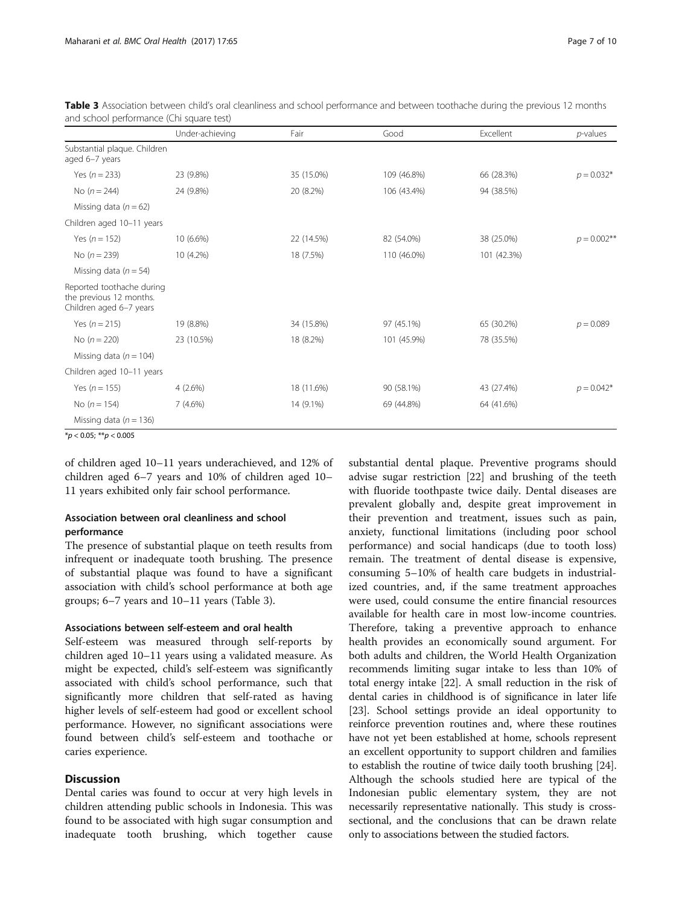**Table 3** Association between child's oral cleanliness and school performance and between toothache during the previous 12 months and school performance (Chi square test)

| | Under-achieving | Fair | Good | Excellent | *p*-values |
|---|---|---|---|---|---|
| Substantial plaque. Children aged 6–7 years | | | | | |
| Yes ($n = 233$) | 23 (9.8%) | 35 (15.0%) | 109 (46.8%) | 66 (28.3%) | $p = 0.032$* |
| No ($n = 244$) | 24 (9.8%) | 20 (8.2%) | 106 (43.4%) | 94 (38.5%) | |
| Missing data ($n = 62$) | | | | | |
| Children aged 10–11 years | | | | | |
| Yes ($n = 152$) | 10 (6.6%) | 22 (14.5%) | 82 (54.0%) | 38 (25.0%) | $p = 0.002$** |
| No ($n = 239$) | 10 (4.2%) | 18 (7.5%) | 110 (46.0%) | 101 (42.3%) | |
| Missing data ($n = 54$) | | | | | |
| Reported toothache during the previous 12 months. Children aged 6–7 years | | | | | |
| Yes ($n = 215$) | 19 (8.8%) | 34 (15.8%) | 97 (45.1%) | 65 (30.2%) | $p = 0.089$ |
| No ($n = 220$) | 23 (10.5%) | 18 (8.2%) | 101 (45.9%) | 78 (35.5%) | |
| Missing data ($n = 104$) | | | | | |
| Children aged 10–11 years | | | | | |
| Yes ($n = 155$) | 4 (2.6%) | 18 (11.6%) | 90 (58.1%) | 43 (27.4%) | $p = 0.042$* |
| No ($n = 154$) | 7 (4.6%) | 14 (9.1%) | 69 (44.8%) | 64 (41.6%) | |
| Missing data ($n = 136$) | | | | | |

*$p < 0.05$; **$p < 0.005$

of children aged 10–11 years underachieved, and 12% of children aged 6–7 years and 10% of children aged 10–11 years exhibited only fair school performance.

### Association between oral cleanliness and school performance

The presence of substantial plaque on teeth results from infrequent or inadequate tooth brushing. The presence of substantial plaque was found to have a significant association with child's school performance at both age groups; 6–7 years and 10–11 years (Table 3).

### Associations between self-esteem and oral health

Self-esteem was measured through self-reports by children aged 10–11 years using a validated measure. As might be expected, child's self-esteem was significantly associated with child's school performance, such that significantly more children that self-rated as having higher levels of self-esteem had good or excellent school performance. However, no significant associations were found between child's self-esteem and toothache or caries experience.

## Discussion

Dental caries was found to occur at very high levels in children attending public schools in Indonesia. This was found to be associated with high sugar consumption and inadequate tooth brushing, which together cause substantial dental plaque. Preventive programs should advise sugar restriction [22] and brushing of the teeth with fluoride toothpaste twice daily. Dental diseases are prevalent globally and, despite great improvement in their prevention and treatment, issues such as pain, anxiety, functional limitations (including poor school performance) and social handicaps (due to tooth loss) remain. The treatment of dental disease is expensive, consuming 5–10% of health care budgets in industrialized countries, and, if the same treatment approaches were used, could consume the entire financial resources available for health care in most low-income countries. Therefore, taking a preventive approach to enhance health provides an economically sound argument. For both adults and children, the World Health Organization recommends limiting sugar intake to less than 10% of total energy intake [22]. A small reduction in the risk of dental caries in childhood is of significance in later life [23]. School settings provide an ideal opportunity to reinforce prevention routines and, where these routines have not yet been established at home, schools represent an excellent opportunity to support children and families to establish the routine of twice daily tooth brushing [24]. Although the schools studied here are typical of the Indonesian public elementary system, they are not necessarily representative nationally. This study is cross-sectional, and the conclusions that can be drawn relate only to associations between the studied factors.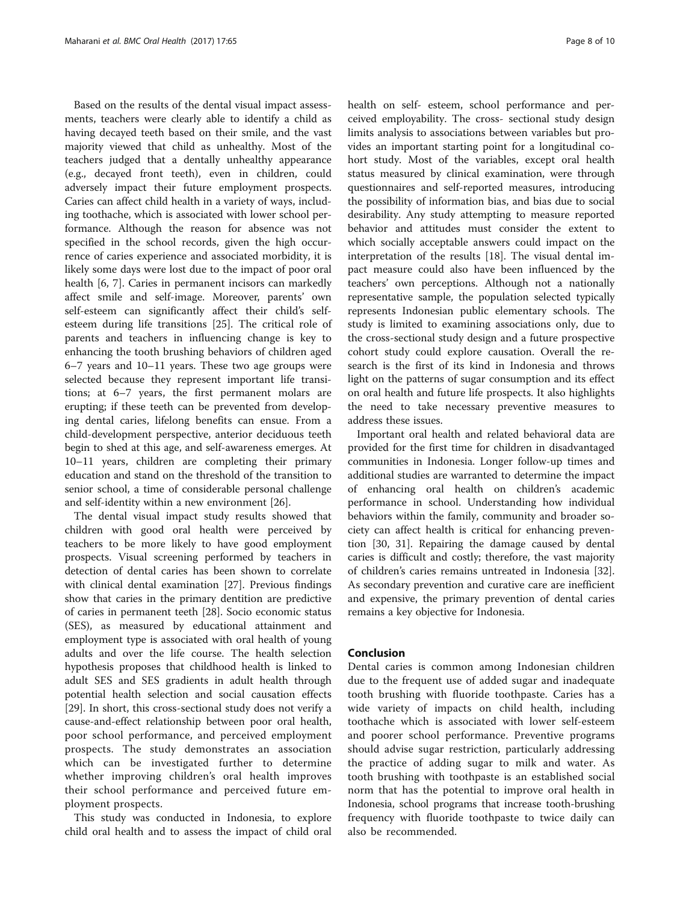Based on the results of the dental visual impact assessments, teachers were clearly able to identify a child as having decayed teeth based on their smile, and the vast majority viewed that child as unhealthy. Most of the teachers judged that a dentally unhealthy appearance (e.g., decayed front teeth), even in children, could adversely impact their future employment prospects. Caries can affect child health in a variety of ways, including toothache, which is associated with lower school performance. Although the reason for absence was not specified in the school records, given the high occurrence of caries experience and associated morbidity, it is likely some days were lost due to the impact of poor oral health [6, 7]. Caries in permanent incisors can markedly affect smile and self-image. Moreover, parents' own self-esteem can significantly affect their child's self-esteem during life transitions [25]. The critical role of parents and teachers in influencing change is key to enhancing the tooth brushing behaviors of children aged 6–7 years and 10–11 years. These two age groups were selected because they represent important life transitions; at 6–7 years, the first permanent molars are erupting; if these teeth can be prevented from developing dental caries, lifelong benefits can ensue. From a child-development perspective, anterior deciduous teeth begin to shed at this age, and self-awareness emerges. At 10–11 years, children are completing their primary education and stand on the threshold of the transition to senior school, a time of considerable personal challenge and self-identity within a new environment [26].

The dental visual impact study results showed that children with good oral health were perceived by teachers to be more likely to have good employment prospects. Visual screening performed by teachers in detection of dental caries has been shown to correlate with clinical dental examination [27]. Previous findings show that caries in the primary dentition are predictive of caries in permanent teeth [28]. Socio economic status (SES), as measured by educational attainment and employment type is associated with oral health of young adults and over the life course. The health selection hypothesis proposes that childhood health is linked to adult SES and SES gradients in adult health through potential health selection and social causation effects [29]. In short, this cross-sectional study does not verify a cause-and-effect relationship between poor oral health, poor school performance, and perceived employment prospects. The study demonstrates an association which can be investigated further to determine whether improving children's oral health improves their school performance and perceived future employment prospects.

This study was conducted in Indonesia, to explore child oral health and to assess the impact of child oral health on self- esteem, school performance and perceived employability. The cross- sectional study design limits analysis to associations between variables but provides an important starting point for a longitudinal cohort study. Most of the variables, except oral health status measured by clinical examination, were through questionnaires and self-reported measures, introducing the possibility of information bias, and bias due to social desirability. Any study attempting to measure reported behavior and attitudes must consider the extent to which socially acceptable answers could impact on the interpretation of the results [18]. The visual dental impact measure could also have been influenced by the teachers' own perceptions. Although not a nationally representative sample, the population selected typically represents Indonesian public elementary schools. The study is limited to examining associations only, due to the cross-sectional study design and a future prospective cohort study could explore causation. Overall the research is the first of its kind in Indonesia and throws light on the patterns of sugar consumption and its effect on oral health and future life prospects. It also highlights the need to take necessary preventive measures to address these issues.

Important oral health and related behavioral data are provided for the first time for children in disadvantaged communities in Indonesia. Longer follow-up times and additional studies are warranted to determine the impact of enhancing oral health on children's academic performance in school. Understanding how individual behaviors within the family, community and broader society can affect health is critical for enhancing prevention [30, 31]. Repairing the damage caused by dental caries is difficult and costly; therefore, the vast majority of children's caries remains untreated in Indonesia [32]. As secondary prevention and curative care are inefficient and expensive, the primary prevention of dental caries remains a key objective for Indonesia.

## Conclusion

Dental caries is common among Indonesian children due to the frequent use of added sugar and inadequate tooth brushing with fluoride toothpaste. Caries has a wide variety of impacts on child health, including toothache which is associated with lower self-esteem and poorer school performance. Preventive programs should advise sugar restriction, particularly addressing the practice of adding sugar to milk and water. As tooth brushing with toothpaste is an established social norm that has the potential to improve oral health in Indonesia, school programs that increase tooth-brushing frequency with fluoride toothpaste to twice daily can also be recommended.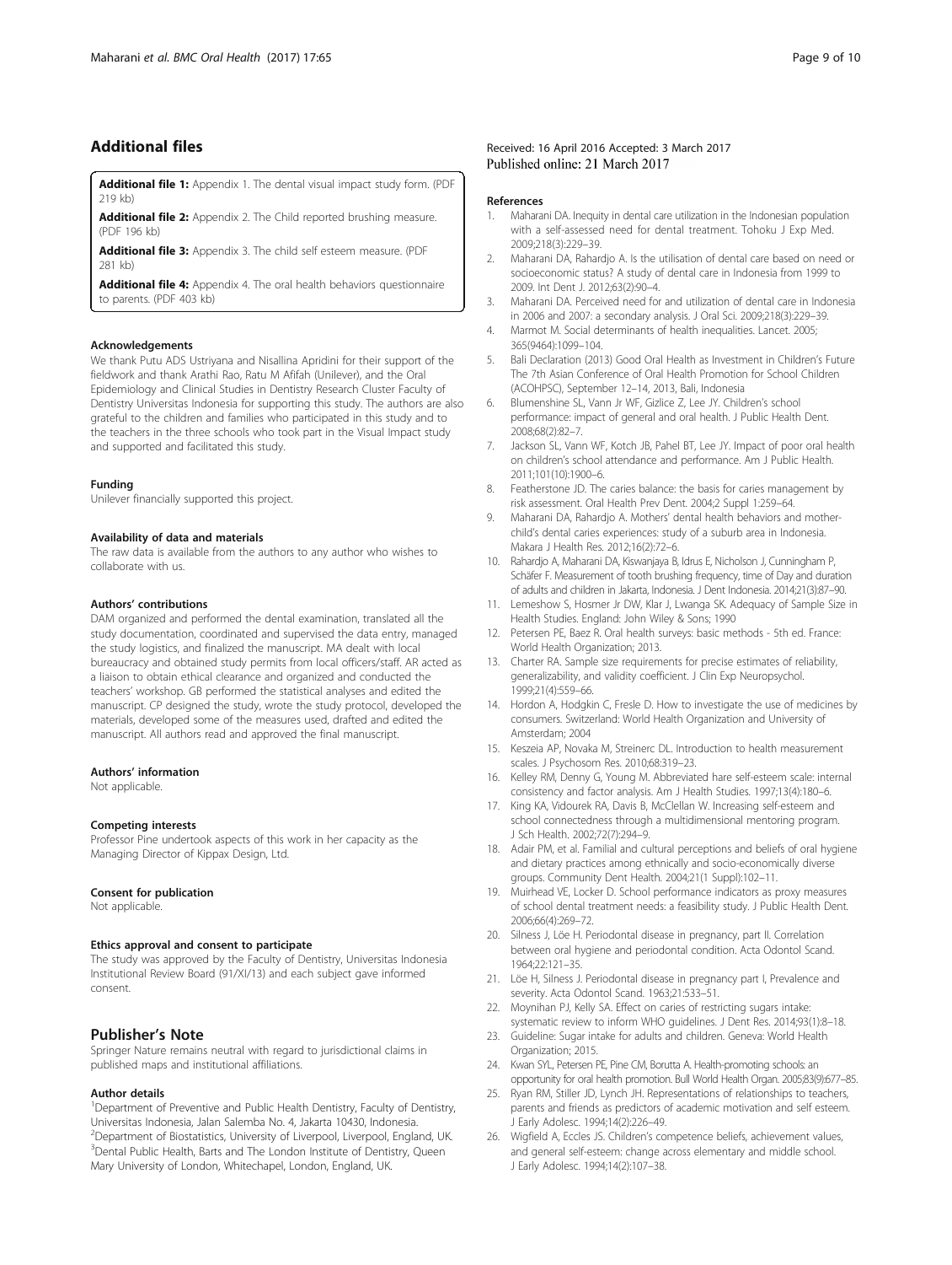## Additional files

**Additional file 1:** Appendix 1. The dental visual impact study form. (PDF 219 kb)

**Additional file 2:** Appendix 2. The Child reported brushing measure. (PDF 196 kb)

**Additional file 3:** Appendix 3. The child self esteem measure. (PDF 281 kb)

**Additional file 4:** Appendix 4. The oral health behaviors questionnaire to parents. (PDF 403 kb)

#### Acknowledgements

We thank Putu ADS Ustriyana and Nisallina Apridini for their support of the fieldwork and thank Arathi Rao, Ratu M Afifah (Unilever), and the Oral Epidemiology and Clinical Studies in Dentistry Research Cluster Faculty of Dentistry Universitas Indonesia for supporting this study. The authors are also grateful to the children and families who participated in this study and to the teachers in the three schools who took part in the Visual Impact study and supported and facilitated this study.

#### Funding

Unilever financially supported this project.

#### Availability of data and materials

The raw data is available from the authors to any author who wishes to collaborate with us.

#### Authors' contributions

DAM organized and performed the dental examination, translated all the study documentation, coordinated and supervised the data entry, managed the study logistics, and finalized the manuscript. MA dealt with local bureaucracy and obtained study permits from local officers/staff. AR acted as a liaison to obtain ethical clearance and organized and conducted the teachers' workshop. GB performed the statistical analyses and edited the manuscript. CP designed the study, wrote the study protocol, developed the materials, developed some of the measures used, drafted and edited the manuscript. All authors read and approved the final manuscript.

#### Authors' information

Not applicable.

#### Competing interests

Professor Pine undertook aspects of this work in her capacity as the Managing Director of Kippax Design, Ltd.

#### Consent for publication

Not applicable.

#### Ethics approval and consent to participate

The study was approved by the Faculty of Dentistry, Universitas Indonesia Institutional Review Board (91/XI/13) and each subject gave informed consent.

## Publisher's Note

Springer Nature remains neutral with regard to jurisdictional claims in published maps and institutional affiliations.

#### Author details

[1]Department of Preventive and Public Health Dentistry, Faculty of Dentistry, Universitas Indonesia, Jalan Salemba No. 4, Jakarta 10430, Indonesia. [2]Department of Biostatistics, University of Liverpool, Liverpool, England, UK. [3]Dental Public Health, Barts and The London Institute of Dentistry, Queen Mary University of London, Whitechapel, London, England, UK.

Received: 16 April 2016 Accepted: 3 March 2017
Published online: 21 March 2017

#### References

1. Maharani DA. Inequity in dental care utilization in the Indonesian population with a self-assessed need for dental treatment. Tohoku J Exp Med. 2009;218(3):229–39.
2. Maharani DA, Rahardjo A. Is the utilisation of dental care based on need or socioeconomic status? A study of dental care in Indonesia from 1999 to 2009. Int Dent J. 2012;63(2):90–4.
3. Maharani DA. Perceived need for and utilization of dental care in Indonesia in 2006 and 2007: a secondary analysis. J Oral Sci. 2009;218(3):229–39.
4. Marmot M. Social determinants of health inequalities. Lancet. 2005; 365(9464):1099–104.
5. Bali Declaration (2013) Good Oral Health as Investment in Children's Future The 7th Asian Conference of Oral Health Promotion for School Children (ACOHPSC), September 12–14, 2013, Bali, Indonesia
6. Blumenshine SL, Vann Jr WF, Gizlice Z, Lee JY. Children's school performance: impact of general and oral health. J Public Health Dent. 2008;68(2):82–7.
7. Jackson SL, Vann WF, Kotch JB, Pahel BT, Lee JY. Impact of poor oral health on children's school attendance and performance. Am J Public Health. 2011;101(10):1900–6.
8. Featherstone JD. The caries balance: the basis for caries management by risk assessment. Oral Health Prev Dent. 2004;2 Suppl 1:259–64.
9. Maharani DA, Rahardjo A. Mothers' dental health behaviors and mother-child's dental caries experiences: study of a suburb area in Indonesia. Makara J Health Res. 2012;16(2):72–6.
10. Rahardjo A, Maharani DA, Kiswanjaya B, Idrus E, Nicholson J, Cunningham P, Schäfer F. Measurement of tooth brushing frequency, time of Day and duration of adults and children in Jakarta, Indonesia. J Dent Indonesia. 2014;21(3):87–90.
11. Lemeshow S, Hosmer Jr DW, Klar J, Lwanga SK. Adequacy of Sample Size in Health Studies. England: John Wiley & Sons; 1990
12. Petersen PE, Baez R. Oral health surveys: basic methods - 5th ed. France: World Health Organization; 2013.
13. Charter RA. Sample size requirements for precise estimates of reliability, generalizability, and validity coefficient. J Clin Exp Neuropsychol. 1999;21(4):559–66.
14. Hordon A, Hodgkin C, Fresle D. How to investigate the use of medicines by consumers. Switzerland: World Health Organization and University of Amsterdam; 2004
15. Keszeia AP, Novaka M, Streinerc DL. Introduction to health measurement scales. J Psychosom Res. 2010;68:319–23.
16. Kelley RM, Denny G, Young M. Abbreviated hare self-esteem scale: internal consistency and factor analysis. Am J Health Studies. 1997;13(4):180–6.
17. King KA, Vidourek RA, Davis B, McClellan W. Increasing self-esteem and school connectedness through a multidimensional mentoring program. J Sch Health. 2002;72(7):294–9.
18. Adair PM, et al. Familial and cultural perceptions and beliefs of oral hygiene and dietary practices among ethnically and socio-economically diverse groups. Community Dent Health. 2004;21(1 Suppl):102–11.
19. Muirhead VE, Locker D. School performance indicators as proxy measures of school dental treatment needs: a feasibility study. J Public Health Dent. 2006;66(4):269–72.
20. Silness J, Löe H. Periodontal disease in pregnancy, part II. Correlation between oral hygiene and periodontal condition. Acta Odontol Scand. 1964;22:121–35.
21. Löe H, Silness J. Periodontal disease in pregnancy part I, Prevalence and severity. Acta Odontol Scand. 1963;21:533–51.
22. Moynihan PJ, Kelly SA. Effect on caries of restricting sugars intake: systematic review to inform WHO guidelines. J Dent Res. 2014;93(1):8–18.
23. Guideline: Sugar intake for adults and children. Geneva: World Health Organization; 2015.
24. Kwan SYL, Petersen PE, Pine CM, Borutta A. Health-promoting schools: an opportunity for oral health promotion. Bull World Health Organ. 2005;83(9):677–85.
25. Ryan RM, Stiller JD, Lynch JH. Representations of relationships to teachers, parents and friends as predictors of academic motivation and self esteem. J Early Adolesc. 1994;14(2):226–49.
26. Wigfield A, Eccles JS. Children's competence beliefs, achievement values, and general self-esteem: change across elementary and middle school. J Early Adolesc. 1994;14(2):107–38.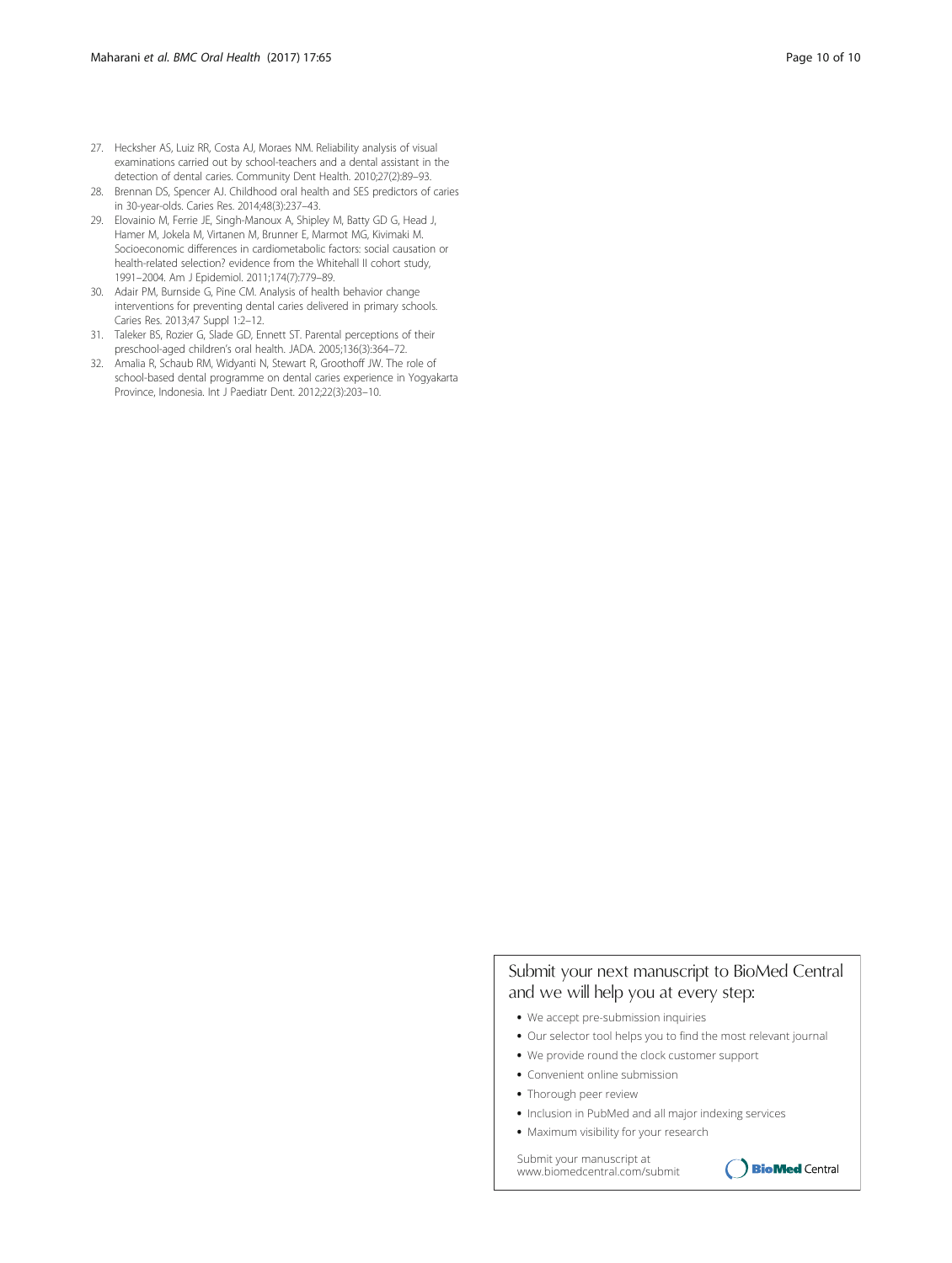27. Hecksher AS, Luiz RR, Costa AJ, Moraes NM. Reliability analysis of visual examinations carried out by school-teachers and a dental assistant in the detection of dental caries. Community Dent Health. 2010;27(2):89–93.
28. Brennan DS, Spencer AJ. Childhood oral health and SES predictors of caries in 30-year-olds. Caries Res. 2014;48(3):237–43.
29. Elovainio M, Ferrie JE, Singh-Manoux A, Shipley M, Batty GD G, Head J, Hamer M, Jokela M, Virtanen M, Brunner E, Marmot MG, Kivimaki M. Socioeconomic differences in cardiometabolic factors: social causation or health-related selection? evidence from the Whitehall II cohort study, 1991–2004. Am J Epidemiol. 2011;174(7):779–89.
30. Adair PM, Burnside G, Pine CM. Analysis of health behavior change interventions for preventing dental caries delivered in primary schools. Caries Res. 2013;47 Suppl 1:2–12.
31. Taleker BS, Rozier G, Slade GD, Ennett ST. Parental perceptions of their preschool-aged children's oral health. JADA. 2005;136(3):364–72.
32. Amalia R, Schaub RM, Widyanti N, Stewart R, Groothoff JW. The role of school-based dental programme on dental caries experience in Yogyakarta Province, Indonesia. Int J Paediatr Dent. 2012;22(3):203–10.

Submit your next manuscript to BioMed Central and we will help you at every step:

- We accept pre-submission inquiries
- Our selector tool helps you to find the most relevant journal
- We provide round the clock customer support
- Convenient online submission
- Thorough peer review
- Inclusion in PubMed and all major indexing services
- Maximum visibility for your research

Submit your manuscript at www.biomedcentral.com/submit

BioMed Central